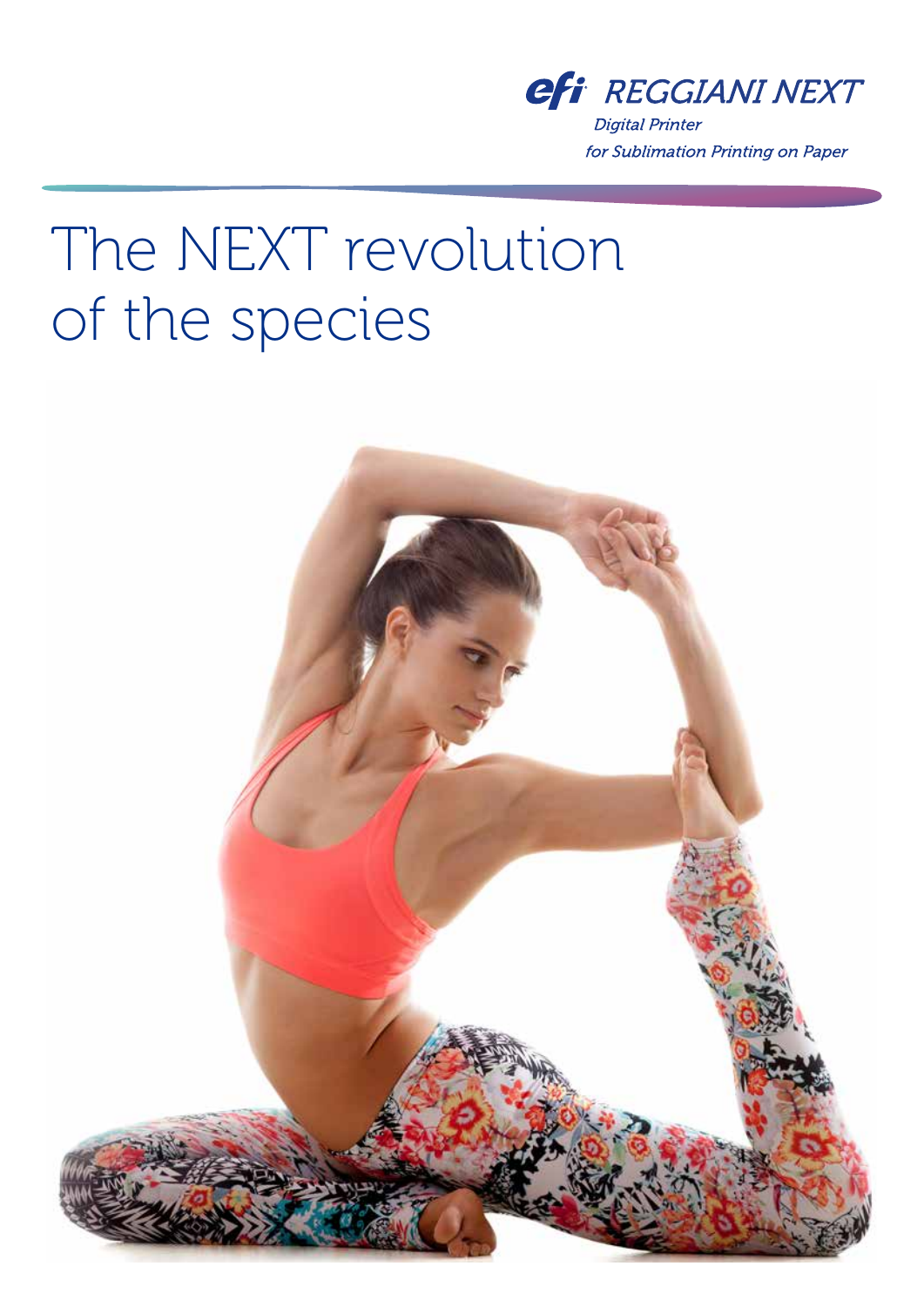efi REGGIANI NEXT

*Digital Printer*
*for Sublimation Printing on Paper*

# The NEXT revolution of the species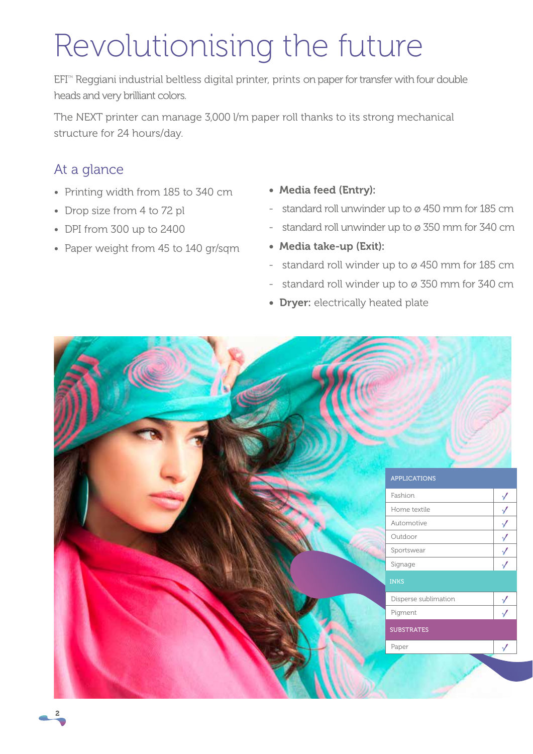# Revolutionising the future

EFI™ Reggiani industrial beltless digital printer, prints on paper for transfer with four double heads and very brilliant colors.

The NEXT printer can manage 3,000 l/m paper roll thanks to its strong mechanical structure for 24 hours/day.

## At a glance

- Printing width from 185 to 340 cm
- Drop size from 4 to 72 pl
- DPI from 300 up to 2400
- Paper weight from 45 to 140 gr/sqm

- **Media feed (Entry):**
  - standard roll unwinder up to ø 450 mm for 185 cm
  - standard roll unwinder up to ø 350 mm for 340 cm
- **Media take-up (Exit):**
  - standard roll winder up to ø 450 mm for 185 cm
  - standard roll winder up to ø 350 mm for 340 cm
- **Dryer:** electrically heated plate

| APPLICATIONS | |
|---|---|
| Fashion | ✓ |
| Home textile | ✓ |
| Automotive | ✓ |
| Outdoor | ✓ |
| Sportswear | ✓ |
| Signage | ✓ |
| **INKS** | |
| Disperse sublimation | ✓ |
| Pigment | ✓ |
| **SUBSTRATES** | |
| Paper | ✓ |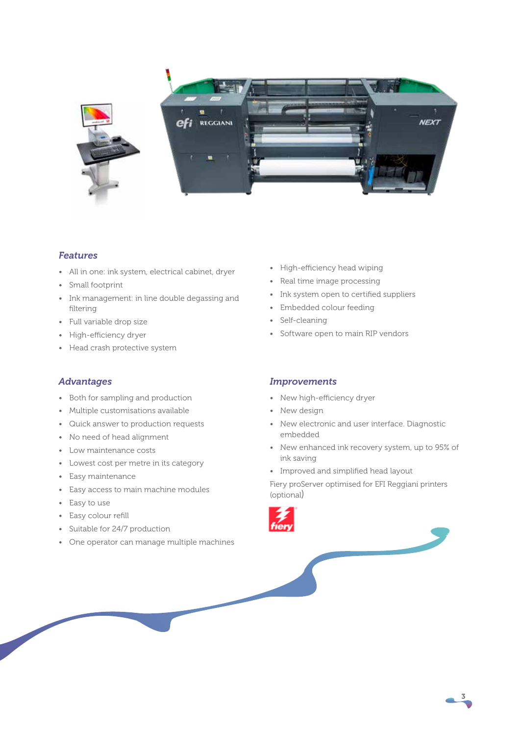## *Features*

- All in one: ink system, electrical cabinet, dryer
- Small footprint
- Ink management: in line double degassing and filtering
- Full variable drop size
- High-efficiency dryer
- Head crash protective system
- High-efficiency head wiping
- Real time image processing
- Ink system open to certified suppliers
- Embedded colour feeding
- Self-cleaning
- Software open to main RIP vendors

## *Advantages*

- Both for sampling and production
- Multiple customisations available
- Quick answer to production requests
- No need of head alignment
- Low maintenance costs
- Lowest cost per metre in its category
- Easy maintenance
- Easy access to main machine modules
- Easy to use
- Easy colour refill
- Suitable for 24/7 production
- One operator can manage multiple machines

## *Improvements*

- New high-efficiency dryer
- New design
- New electronic and user interface. Diagnostic embedded
- New enhanced ink recovery system, up to 95% of ink saving
- Improved and simplified head layout

Fiery proServer optimised for EFI Reggiani printers (optional)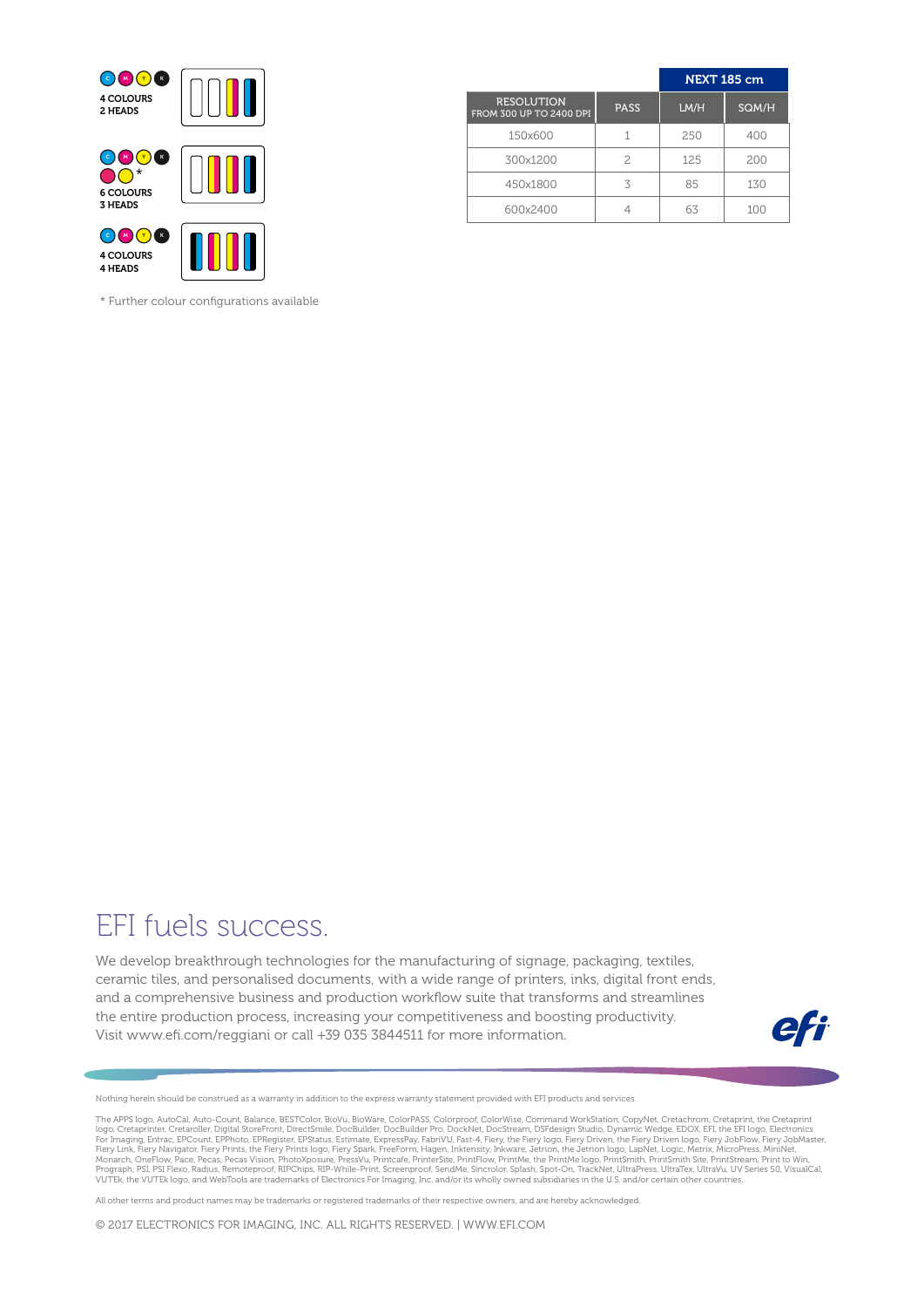C M Y K

**4 COLOURS**
**2 HEADS**

C M Y K *

**6 COLOURS**
**3 HEADS**

C M Y K

**4 COLOURS**
**4 HEADS**

\* Further colour configurations available

| | | NEXT 185 cm | |
|---|---|---|---|
| RESOLUTION FROM 300 UP TO 2400 DPI | PASS | LM/H | SQM/H |
| 150x600 | 1 | 250 | 400 |
| 300x1200 | 2 | 125 | 200 |
| 450x1800 | 3 | 85 | 130 |
| 600x2400 | 4 | 63 | 100 |

# EFI fuels success.

We develop breakthrough technologies for the manufacturing of signage, packaging, textiles, ceramic tiles, and personalised documents, with a wide range of printers, inks, digital front ends, and a comprehensive business and production workflow suite that transforms and streamlines the entire production process, increasing your competitiveness and boosting productivity. Visit www.efi.com/reggiani or call +39 035 3844511 for more information.

Nothing herein should be construed as a warranty in addition to the express warranty statement provided with EFI products and services.

The APPS logo, AutoCal, Auto-Count, Balance, BESTColor, BioVu, BioWare, ColorPASS, Colorproof, ColorWise, Command WorkStation, CopyNet, Cretachrom, Cretaprint, the Cretaprint logo, Cretaprinter, Cretaroller, Digital StoreFront, DirectSmile, DocBuilder, DocBuilder Pro, DockNet, DocStream, DSFdesign Studio, Dynamic Wedge, EDOX, EFI, the EFI logo, Electronics For Imaging, Entrac, EPCount, EPPhoto, EPRegister, EPStatus, Estimate, ExpressPay, FabriVU, Fast-4, Fiery, the Fiery logo, Fiery Driven, the Fiery Driven logo, Fiery JobFlow, Fiery JobMaster, Fiery Link, Fiery Navigator, Fiery Prints, the Fiery Prints logo, Fiery Spark, FreeForm, Hagen, Inktensity, Inkware, Jetrion, the Jetrion logo, LapNet, Logic, Metrix, MicroPress, MiniNet, Monarch, OneFlow, Pace, Pecas, Pecas Vision, PhotoXposure, PressVu, Printcafe, PrinterSite, PrintFlow, PrintMe, the PrintMe logo, PrintSmith, PrintSmith Site, PrintStream, Print to Win, Prograph, PSI, PSI Flexo, Radius, Remoteproof, RIPChips, RIP-While-Print, Screenproof, SendMe, Sincrolor, Splash, Spot-On, TrackNet, UltraPress, UltraTex, UltraVu, UV Series 50, VisualCal, VUTEk, the VUTEk logo, and WebTools are trademarks of Electronics For Imaging, Inc. and/or its wholly owned subsidiaries in the U.S. and/or certain other countries.

All other terms and product names may be trademarks or registered trademarks of their respective owners, and are hereby acknowledged.

© 2017 ELECTRONICS FOR IMAGING, INC. ALL RIGHTS RESERVED. | WWW.EFI.COM